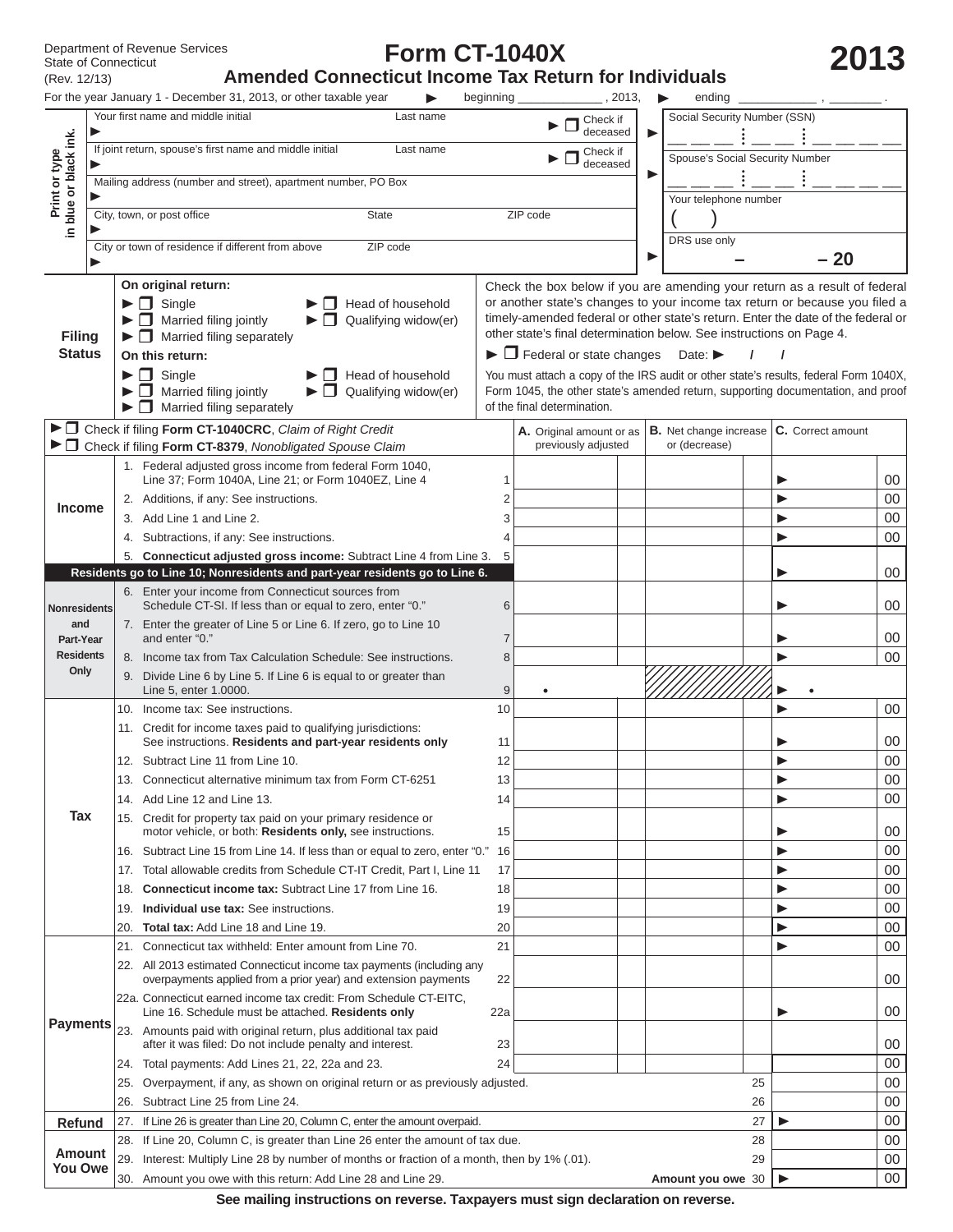Department of Revenue Services
State of Connecticut
(Rev. 12/13)

# Form CT-1040X

## Amended Connecticut Income Tax Return for Individuals

# 2013

For the year January 1 - December 31, 2013, or other taxable year ► beginning ____________ , 2013, ► ending ____________ , ________ .

Print or type in blue or black ink.

| | | | |
|---|---|---|---|
| Your first name and middle initial ► | Last name | ► ☐ Check if deceased | ► Social Security Number (SSN) ___ ___ ___ ⋮ ___ ___ ⋮ ___ ___ ___ ___ |
| If joint return, spouse's first name and middle initial ► | Last name | ► ☐ Check if deceased | ► Spouse's Social Security Number ___ ___ ___ ⋮ ___ ___ ⋮ ___ ___ ___ ___ |
| Mailing address (number and street), apartment number, PO Box ► | | | Your telephone number ( ) |
| City, town, or post office ► | State | ZIP code | |
| City or town of residence if different from above ► | ZIP code | | ► DRS use only – – 20 |

**Filing Status**

**On original return:**
- ► ☐ Single
- ► ☐ Married filing jointly
- ► ☐ Married filing separately
- ► ☐ Head of household
- ► ☐ Qualifying widow(er)

**On this return:**
- ► ☐ Single
- ► ☐ Married filing jointly
- ► ☐ Married filing separately
- ► ☐ Head of household
- ► ☐ Qualifying widow(er)

Check the box below if you are amending your return as a result of federal or another state's changes to your income tax return or because you filed a timely-amended federal or other state's return. Enter the date of the federal or other state's final determination below. See instructions on Page 4.

► ☐ Federal or state changes Date: ► / /

You must attach a copy of the IRS audit or other state's results, federal Form 1040X, Form 1045, the other state's amended return, supporting documentation, and proof of the final determination.

► ☐ Check if filing **Form CT-1040CRC**, *Claim of Right Credit*
► ☐ Check if filing **Form CT-8379**, *Nonobligated Spouse Claim*

| Section | Line | | A. Original amount or as previously adjusted | B. Net change increase or (decrease) | C. Correct amount |
|---|---|---|---|---|---|
| **Income** | 1. Federal adjusted gross income from federal Form 1040, Line 37; Form 1040A, Line 21; or Form 1040EZ, Line 4 | 1 | | | ► 00 |
| | 2. Additions, if any: See instructions. | 2 | | | ► 00 |
| | 3. Add Line 1 and Line 2. | 3 | | | ► 00 |
| | 4. Subtractions, if any: See instructions. | 4 | | | ► 00 |
| | 5. **Connecticut adjusted gross income:** Subtract Line 4 from Line 3. **Residents go to Line 10; Nonresidents and part-year residents go to Line 6.** | 5 | | | ► 00 |
| **Nonresidents and Part-Year Residents Only** | 6. Enter your income from Connecticut sources from Schedule CT-SI. If less than or equal to zero, enter "0." | 6 | | | ► 00 |
| | 7. Enter the greater of Line 5 or Line 6. If zero, go to Line 10 and enter "0." | 7 | | | ► 00 |
| | 8. Income tax from Tax Calculation Schedule: See instructions. | 8 | | | ► 00 |
| | 9. Divide Line 6 by Line 5. If Line 6 is equal to or greater than Line 5, enter 1.0000. | 9 | • | | ► • |
| **Tax** | 10. Income tax: See instructions. | 10 | | | ► 00 |
| | 11. Credit for income taxes paid to qualifying jurisdictions: See instructions. **Residents and part-year residents only** | 11 | | | ► 00 |
| | 12. Subtract Line 11 from Line 10. | 12 | | | ► 00 |
| | 13. Connecticut alternative minimum tax from Form CT-6251 | 13 | | | ► 00 |
| | 14. Add Line 12 and Line 13. | 14 | | | ► 00 |
| | 15. Credit for property tax paid on your primary residence or motor vehicle, or both: **Residents only,** see instructions. | 15 | | | ► 00 |
| | 16. Subtract Line 15 from Line 14. If less than or equal to zero, enter "0." | 16 | | | ► 00 |
| | 17. Total allowable credits from Schedule CT-IT Credit, Part I, Line 11 | 17 | | | ► 00 |
| | 18. **Connecticut income tax:** Subtract Line 17 from Line 16. | 18 | | | ► 00 |
| | 19. **Individual use tax:** See instructions. | 19 | | | ► 00 |
| | 20. **Total tax:** Add Line 18 and Line 19. | 20 | | | ► 00 |
| **Payments** | 21. Connecticut tax withheld: Enter amount from Line 70. | 21 | | | ► 00 |
| | 22. All 2013 estimated Connecticut income tax payments (including any overpayments applied from a prior year) and extension payments | 22 | | | 00 |
| | 22a. Connecticut earned income tax credit: From Schedule CT-EITC, Line 16. Schedule must be attached. **Residents only** | 22a | | | ► 00 |
| | 23. Amounts paid with original return, plus additional tax paid after it was filed: Do not include penalty and interest. | 23 | | | 00 |
| | 24. Total payments: Add Lines 21, 22, 22a and 23. | 24 | | | 00 |
| | 25. Overpayment, if any, as shown on original return or as previously adjusted. | 25 | | | 00 |
| | 26. Subtract Line 25 from Line 24. | 26 | | | 00 |
| **Refund** | 27. If Line 26 is greater than Line 20, Column C, enter the amount overpaid. | 27 | | | ► 00 |
| **Amount You Owe** | 28. If Line 20, Column C, is greater than Line 26 enter the amount of tax due. | 28 | | | 00 |
| | 29. Interest: Multiply Line 28 by number of months or fraction of a month, then by 1% (.01). | 29 | | | 00 |
| | 30. Amount you owe with this return: Add Line 28 and Line 29. **Amount you owe** | 30 | | | ► 00 |

**See mailing instructions on reverse. Taxpayers must sign declaration on reverse.**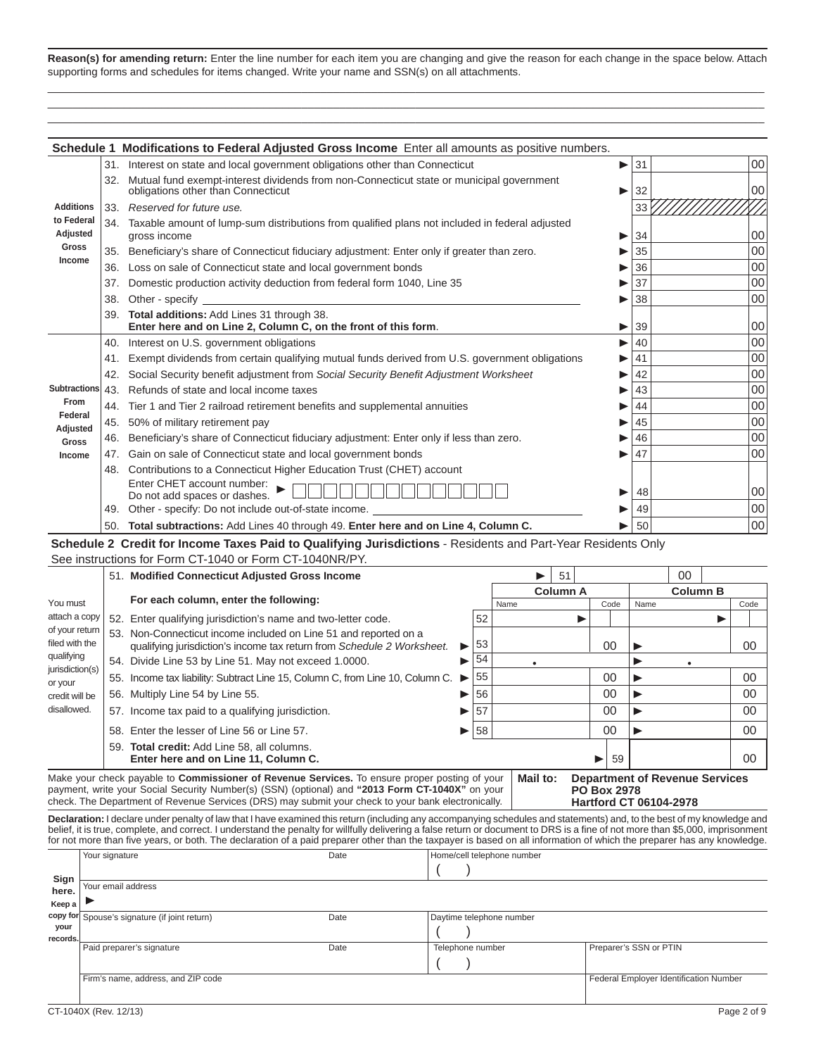**Reason(s) for amending return:** Enter the line number for each item you are changing and give the reason for each change in the space below. Attach supporting forms and schedules for items changed. Write your name and SSN(s) on all attachments.

## Schedule 1 Modifications to Federal Adjusted Gross Income

Enter all amounts as positive numbers.

| | | Line | Amount |
|---|---|---|---|
| **Additions to Federal Adjusted Gross Income** | 31. Interest on state and local government obligations other than Connecticut | 31 | 00 |
| | 32. Mutual fund exempt-interest dividends from non-Connecticut state or municipal government obligations other than Connecticut | 32 | 00 |
| | 33. *Reserved for future use.* | 33 | |
| | 34. Taxable amount of lump-sum distributions from qualified plans not included in federal adjusted gross income | 34 | 00 |
| | 35. Beneficiary's share of Connecticut fiduciary adjustment: Enter only if greater than zero. | 35 | 00 |
| | 36. Loss on sale of Connecticut state and local government bonds | 36 | 00 |
| | 37. Domestic production activity deduction from federal form 1040, Line 35 | 37 | 00 |
| | 38. Other - specify ______ | 38 | 00 |
| | 39. **Total additions:** Add Lines 31 through 38. **Enter here and on Line 2, Column C, on the front of this form**. | 39 | 00 |
| **Subtractions From Federal Adjusted Gross Income** | 40. Interest on U.S. government obligations | 40 | 00 |
| | 41. Exempt dividends from certain qualifying mutual funds derived from U.S. government obligations | 41 | 00 |
| | 42. Social Security benefit adjustment from *Social Security Benefit Adjustment Worksheet* | 42 | 00 |
| | 43. Refunds of state and local income taxes | 43 | 00 |
| | 44. Tier 1 and Tier 2 railroad retirement benefits and supplemental annuities | 44 | 00 |
| | 45. 50% of military retirement pay | 45 | 00 |
| | 46. Beneficiary's share of Connecticut fiduciary adjustment: Enter only if less than zero. | 46 | 00 |
| | 47. Gain on sale of Connecticut state and local government bonds | 47 | 00 |
| | 48. Contributions to a Connecticut Higher Education Trust (CHET) account. Enter CHET account number: Do not add spaces or dashes. ► | 48 | 00 |
| | 49. Other - specify: Do not include out-of-state income. ______ | 49 | 00 |
| | 50. **Total subtractions:** Add Lines 40 through 49. **Enter here and on Line 4, Column C.** | 50 | 00 |

## Schedule 2 Credit for Income Taxes Paid to Qualifying Jurisdictions - Residents and Part-Year Residents Only

See instructions for Form CT-1040 or Form CT-1040NR/PY.

You must attach a copy of your return filed with the qualifying jurisdiction(s) or your credit will be disallowed.

51. **Modified Connecticut Adjusted Gross Income** ► 51 ______ 00

| **For each column, enter the following:** | Line | Column A Name | Column A Code | Column B Name | Column B Code |
|---|---|---|---|---|---|
| 52. Enter qualifying jurisdiction's name and two-letter code. | 52 | ► | | ► | |
| 53. Non-Connecticut income included on Line 51 and reported on a qualifying jurisdiction's income tax return from *Schedule 2 Worksheet.* | 53 | 00 | | 00 | |
| 54. Divide Line 53 by Line 51. May not exceed 1.0000. | 54 | • | | • | |
| 55. Income tax liability: Subtract Line 15, Column C, from Line 10, Column C. | 55 | 00 | | 00 | |
| 56. Multiply Line 54 by Line 55. | 56 | 00 | | 00 | |
| 57. Income tax paid to a qualifying jurisdiction. | 57 | 00 | | 00 | |
| 58. Enter the lesser of Line 56 or Line 57. | 58 | 00 | | 00 | |

59. **Total credit:** Add Line 58, all columns. **Enter here and on Line 11, Column C.** ► 59 ______ 00

Make your check payable to **Commissioner of Revenue Services.** To ensure proper posting of your payment, write your Social Security Number(s) (SSN) (optional) and **"2013 Form CT-1040X"** on your check. The Department of Revenue Services (DRS) may submit your check to your bank electronically.

**Mail to: Department of Revenue Services
PO Box 2978
Hartford CT 06104-2978**

**Declaration:** I declare under penalty of law that I have examined this return (including any accompanying schedules and statements) and, to the best of my knowledge and belief, it is true, complete, and correct. I understand the penalty for willfully delivering a false return or document to DRS is a fine of not more than $5,000, imprisonment for not more than five years, or both. The declaration of a paid preparer other than the taxpayer is based on all information of which the preparer has any knowledge.

**Sign here. Keep a copy for your records.**

| Your signature | Date | Home/cell telephone number ( ) | |
|---|---|---|---|
| Your email address ► | | | |
| Spouse's signature (if joint return) | Date | Daytime telephone number ( ) | |
| Paid preparer's signature | Date | Telephone number ( ) | Preparer's SSN or PTIN |
| Firm's name, address, and ZIP code | | | Federal Employer Identification Number |

CT-1040X (Rev. 12/13)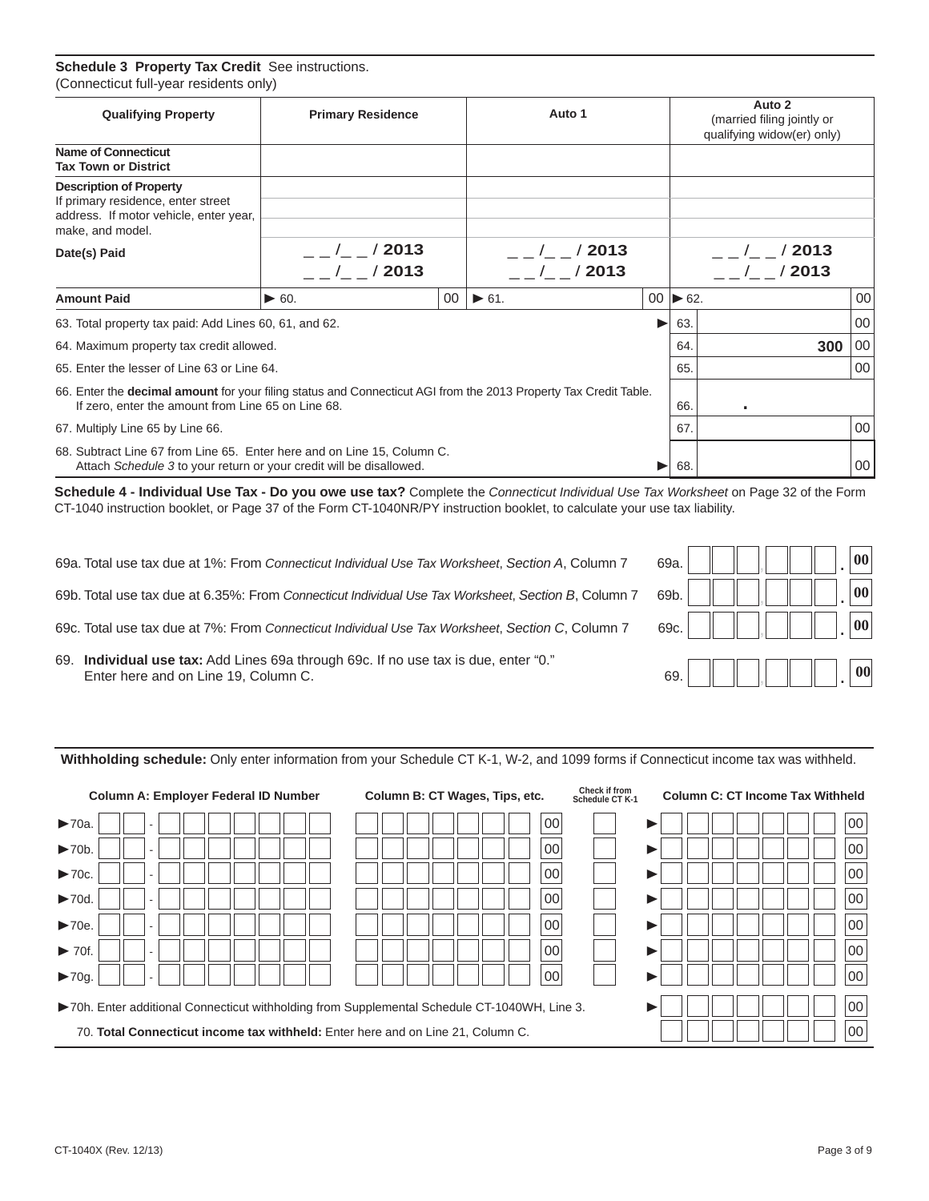**Schedule 3 Property Tax Credit** See instructions.
(Connecticut full-year residents only)

| Qualifying Property | Primary Residence | Auto 1 | Auto 2 (married filing jointly or qualifying widow(er) only) |
|---|---|---|---|
| **Name of Connecticut Tax Town or District** | | | |
| **Description of Property** If primary residence, enter street address. If motor vehicle, enter year, make, and model. | | | |
| **Date(s) Paid** | _ _ /_ _ / 2013<br>_ _ /_ _ / 2013 | _ _ /_ _ / 2013<br>_ _ /_ _ / 2013 | _ _ /_ _ / 2013<br>_ _ /_ _ / 2013 |
| **Amount Paid** | ► 60. 00 | ► 61. 00 | ► 62. 00 |

| | | |
|---|---|---|
| 63. Total property tax paid: Add Lines 60, 61, and 62. | ► 63. | 00 |
| 64. Maximum property tax credit allowed. | 64. | 300 00 |
| 65. Enter the lesser of Line 63 or Line 64. | 65. | 00 |
| 66. Enter the **decimal amount** for your filing status and Connecticut AGI from the 2013 Property Tax Credit Table. If zero, enter the amount from Line 65 on Line 68. | 66. | . |
| 67. Multiply Line 65 by Line 66. | 67. | 00 |
| 68. Subtract Line 67 from Line 65. Enter here and on Line 15, Column C. Attach *Schedule 3* to your return or your credit will be disallowed. | ► 68. | 00 |

**Schedule 4 - Individual Use Tax - Do you owe use tax?** Complete the *Connecticut Individual Use Tax Worksheet* on Page 32 of the Form CT-1040 instruction booklet, or Page 37 of the Form CT-1040NR/PY instruction booklet, to calculate your use tax liability.

| | | |
|---|---|---|
| 69a. Total use tax due at 1%: From *Connecticut Individual Use Tax Worksheet*, *Section A*, Column 7 | 69a. | . 00 |
| 69b. Total use tax due at 6.35%: From *Connecticut Individual Use Tax Worksheet*, *Section B*, Column 7 | 69b. | . 00 |
| 69c. Total use tax due at 7%: From *Connecticut Individual Use Tax Worksheet*, *Section C*, Column 7 | 69c. | . 00 |
| 69. **Individual use tax:** Add Lines 69a through 69c. If no use tax is due, enter "0." Enter here and on Line 19, Column C. | 69. | . 00 |

**Withholding schedule:** Only enter information from your Schedule CT K-1, W-2, and 1099 forms if Connecticut income tax was withheld.

| | Column A: Employer Federal ID Number | Column B: CT Wages, Tips, etc. | Check if from Schedule CT K-1 | Column C: CT Income Tax Withheld |
|---|---|---|---|---|
| ►70a. | - | 00 | | ► 00 |
| ►70b. | - | 00 | | ► 00 |
| ►70c. | - | 00 | | ► 00 |
| ►70d. | - | 00 | | ► 00 |
| ►70e. | - | 00 | | ► 00 |
| ► 70f. | - | 00 | | ► 00 |
| ►70g. | - | 00 | | ► 00 |

| | |
|---|---|
| ►70h. Enter additional Connecticut withholding from Supplemental Schedule CT-1040WH, Line 3. | ► 00 |
| 70. **Total Connecticut income tax withheld:** Enter here and on Line 21, Column C. | 00 |

CT-1040X (Rev. 12/13)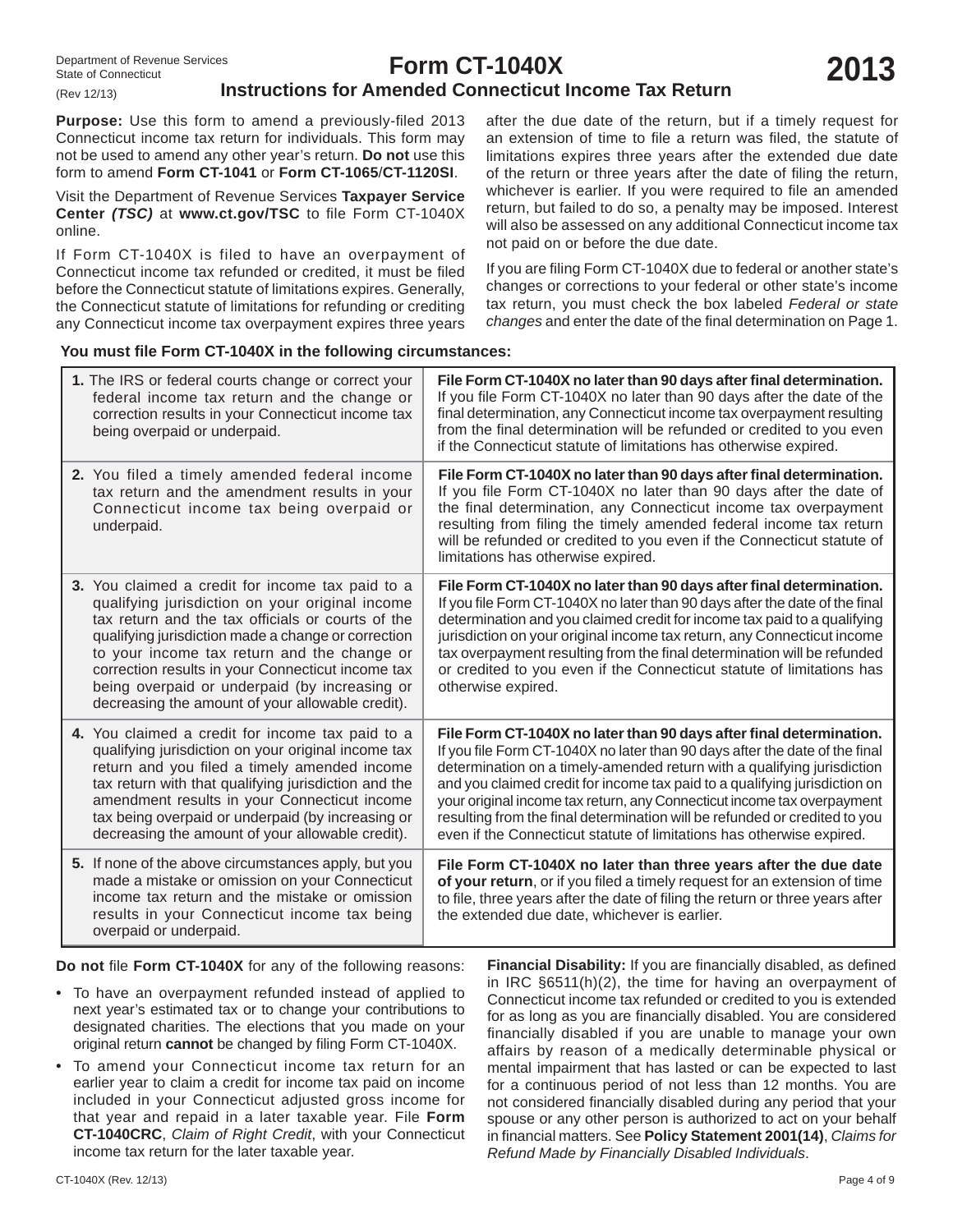Department of Revenue Services
State of Connecticut
(Rev 12/13)

# Form CT-1040X 2013

## Instructions for Amended Connecticut Income Tax Return

**Purpose:** Use this form to amend a previously-filed 2013 Connecticut income tax return for individuals. This form may not be used to amend any other year's return. **Do not** use this form to amend **Form CT-1041** or **Form CT-1065/CT-1120SI**.

Visit the Department of Revenue Services **Taxpayer Service Center *(TSC)*** at **www.ct.gov/TSC** to file Form CT-1040X online.

If Form CT-1040X is filed to have an overpayment of Connecticut income tax refunded or credited, it must be filed before the Connecticut statute of limitations expires. Generally, the Connecticut statute of limitations for refunding or crediting any Connecticut income tax overpayment expires three years after the due date of the return, but if a timely request for an extension of time to file a return was filed, the statute of limitations expires three years after the extended due date of the return or three years after the date of filing the return, whichever is earlier. If you were required to file an amended return, but failed to do so, a penalty may be imposed. Interest will also be assessed on any additional Connecticut income tax not paid on or before the due date.

If you are filing Form CT-1040X due to federal or another state's changes or corrections to your federal or other state's income tax return, you must check the box labeled *Federal or state changes* and enter the date of the final determination on Page 1.

**You must file Form CT-1040X in the following circumstances:**

| Circumstance | When to file |
|---|---|
| **1.** The IRS or federal courts change or correct your federal income tax return and the change or correction results in your Connecticut income tax being overpaid or underpaid. | **File Form CT-1040X no later than 90 days after final determination.** If you file Form CT-1040X no later than 90 days after the date of the final determination, any Connecticut income tax overpayment resulting from the final determination will be refunded or credited to you even if the Connecticut statute of limitations has otherwise expired. |
| **2.** You filed a timely amended federal income tax return and the amendment results in your Connecticut income tax being overpaid or underpaid. | **File Form CT-1040X no later than 90 days after final determination.** If you file Form CT-1040X no later than 90 days after the date of the final determination, any Connecticut income tax overpayment resulting from filing the timely amended federal income tax return will be refunded or credited to you even if the Connecticut statute of limitations has otherwise expired. |
| **3.** You claimed a credit for income tax paid to a qualifying jurisdiction on your original income tax return and the tax officials or courts of the qualifying jurisdiction made a change or correction to your income tax return and the change or correction results in your Connecticut income tax being overpaid or underpaid (by increasing or decreasing the amount of your allowable credit). | **File Form CT-1040X no later than 90 days after final determination.** If you file Form CT-1040X no later than 90 days after the date of the final determination and you claimed credit for income tax paid to a qualifying jurisdiction on your original income tax return, any Connecticut income tax overpayment resulting from the final determination will be refunded or credited to you even if the Connecticut statute of limitations has otherwise expired. |
| **4.** You claimed a credit for income tax paid to a qualifying jurisdiction on your original income tax return and you filed a timely amended income tax return with that qualifying jurisdiction and the amendment results in your Connecticut income tax being overpaid or underpaid (by increasing or decreasing the amount of your allowable credit). | **File Form CT-1040X no later than 90 days after final determination.** If you file Form CT-1040X no later than 90 days after the date of the final determination on a timely-amended return with a qualifying jurisdiction and you claimed credit for income tax paid to a qualifying jurisdiction on your original income tax return, any Connecticut income tax overpayment resulting from the final determination will be refunded or credited to you even if the Connecticut statute of limitations has otherwise expired. |
| **5.** If none of the above circumstances apply, but you made a mistake or omission on your Connecticut income tax return and the mistake or omission results in your Connecticut income tax being overpaid or underpaid. | **File Form CT-1040X no later than three years after the due date of your return**, or if you filed a timely request for an extension of time to file, three years after the date of filing the return or three years after the extended due date, whichever is earlier. |

**Do not** file **Form CT-1040X** for any of the following reasons:

- To have an overpayment refunded instead of applied to next year's estimated tax or to change your contributions to designated charities. The elections that you made on your original return **cannot** be changed by filing Form CT-1040X.
- To amend your Connecticut income tax return for an earlier year to claim a credit for income tax paid on income included in your Connecticut adjusted gross income for that year and repaid in a later taxable year. File **Form CT-1040CRC**, *Claim of Right Credit*, with your Connecticut income tax return for the later taxable year.

**Financial Disability:** If you are financially disabled, as defined in IRC §6511(h)(2), the time for having an overpayment of Connecticut income tax refunded or credited to you is extended for as long as you are financially disabled. You are considered financially disabled if you are unable to manage your own affairs by reason of a medically determinable physical or mental impairment that has lasted or can be expected to last for a continuous period of not less than 12 months. You are not considered financially disabled during any period that your spouse or any other person is authorized to act on your behalf in financial matters. See **Policy Statement 2001(14)**, *Claims for Refund Made by Financially Disabled Individuals*.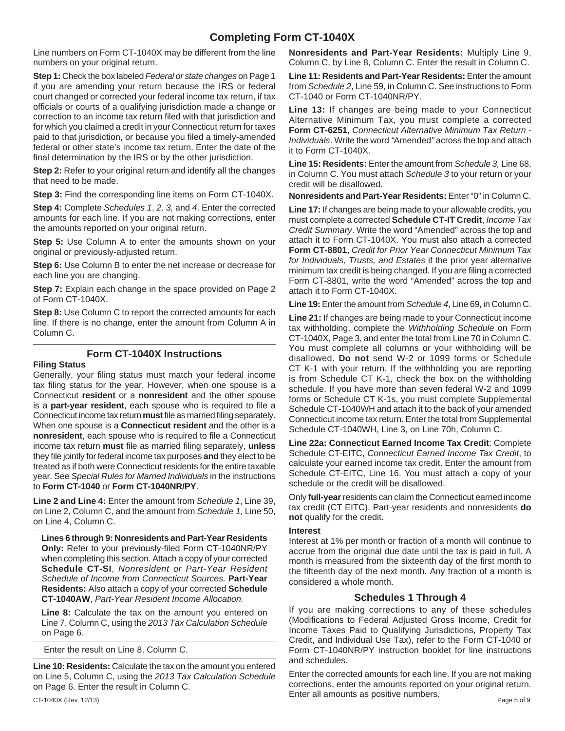# Completing Form CT-1040X

Line numbers on Form CT-1040X may be different from the line numbers on your original return.

**Step 1:** Check the box labeled *Federal or state changes* on Page 1 if you are amending your return because the IRS or federal court changed or corrected your federal income tax return, if tax officials or courts of a qualifying jurisdiction made a change or correction to an income tax return filed with that jurisdiction and for which you claimed a credit in your Connecticut return for taxes paid to that jurisdiction, or because you filed a timely-amended federal or other state's income tax return. Enter the date of the final determination by the IRS or by the other jurisdiction.

**Step 2:** Refer to your original return and identify all the changes that need to be made.

**Step 3:** Find the corresponding line items on Form CT-1040X.

**Step 4:** Complete *Schedules 1*, *2, 3,* and *4*. Enter the corrected amounts for each line. If you are not making corrections, enter the amounts reported on your original return.

**Step 5:** Use Column A to enter the amounts shown on your original or previously-adjusted return.

**Step 6:** Use Column B to enter the net increase or decrease for each line you are changing.

**Step 7:** Explain each change in the space provided on Page 2 of Form CT-1040X.

**Step 8:** Use Column C to report the corrected amounts for each line. If there is no change, enter the amount from Column A in Column C.

## Form CT-1040X Instructions

### Filing Status

Generally, your filing status must match your federal income tax filing status for the year. However, when one spouse is a Connecticut **resident** or a **nonresident** and the other spouse is a **part-year resident**, each spouse who is required to file a Connecticut income tax return **must** file as married filing separately. When one spouse is a **Connecticut resident** and the other is a **nonresident**, each spouse who is required to file a Connecticut income tax return **must** file as married filing separately, **unless** they file jointly for federal income tax purposes **and** they elect to be treated as if both were Connecticut residents for the entire taxable year. See *Special Rules for Married Individuals* in the instructions to **Form CT-1040** or **Form CT-1040NR/PY**.

**Line 2 and Line 4:** Enter the amount from *Schedule 1*, Line 39, on Line 2, Column C, and the amount from *Schedule 1,* Line 50, on Line 4, Column C.

**Lines 6 through 9: Nonresidents and Part-Year Residents Only:** Refer to your previously-filed Form CT-1040NR/PY when completing this section. Attach a copy of your corrected **Schedule CT-SI**, *Nonresident or Part-Year Resident Schedule of Income from Connecticut Sources.* **Part-Year Residents:** Also attach a copy of your corrected **Schedule CT-1040AW**, *Part-Year Resident Income Allocation.*

**Line 8:** Calculate the tax on the amount you entered on Line 7, Column C, using the *2013 Tax Calculation Schedule* on Page 6.

Enter the result on Line 8, Column C.

**Line 10: Residents:** Calculate the tax on the amount you entered on Line 5, Column C, using the *2013 Tax Calculation Schedule* on Page 6. Enter the result in Column C.

**Nonresidents and Part-Year Residents:** Multiply Line 9, Column C, by Line 8, Column C. Enter the result in Column C.

**Line 11: Residents and Part-Year Residents:** Enter the amount from *Schedule 2*, Line 59, in Column C. See instructions to Form CT-1040 or Form CT-1040NR/PY.

**Line 13:** If changes are being made to your Connecticut Alternative Minimum Tax, you must complete a corrected **Form CT-6251**, *Connecticut Alternative Minimum Tax Return - Individuals*. Write the word "Amended" across the top and attach it to Form CT-1040X.

**Line 15: Residents:** Enter the amount from *Schedule 3,* Line 68, in Column C. You must attach *Schedule 3* to your return or your credit will be disallowed.

**Nonresidents and Part-Year Residents:** Enter "0" in Column C.

**Line 17:** If changes are being made to your allowable credits, you must complete a corrected **Schedule CT-IT Credit**, *Income Tax Credit Summary*. Write the word "Amended" across the top and attach it to Form CT-1040X. You must also attach a corrected **Form CT-8801**, *Credit for Prior Year Connecticut Minimum Tax for Individuals, Trusts, and Estates* if the prior year alternative minimum tax credit is being changed. If you are filing a corrected Form CT-8801, write the word "Amended" across the top and attach it to Form CT-1040X.

**Line 19:** Enter the amount from *Schedule 4*, Line 69, in Column C.

**Line 21:** If changes are being made to your Connecticut income tax withholding, complete the *Withholding Schedule* on Form CT-1040X, Page 3, and enter the total from Line 70 in Column C. You must complete all columns or your withholding will be disallowed. **Do not** send W-2 or 1099 forms or Schedule CT K-1 with your return. If the withholding you are reporting is from Schedule CT K-1, check the box on the withholding schedule. If you have more than seven federal W-2 and 1099 forms or Schedule CT K-1s, you must complete Supplemental Schedule CT-1040WH and attach it to the back of your amended Connecticut income tax return. Enter the total from Supplemental Schedule CT-1040WH, Line 3, on Line 70h, Column C.

**Line 22a: Connecticut Earned Income Tax Credit**: Complete Schedule CT-EITC, *Connecticut Earned Income Tax Credit*, to calculate your earned income tax credit. Enter the amount from Schedule CT-EITC, Line 16. You must attach a copy of your schedule or the credit will be disallowed.

Only **full-year** residents can claim the Connecticut earned income tax credit (CT EITC). Part-year residents and nonresidents **do not** qualify for the credit.

### Interest

Interest at 1% per month or fraction of a month will continue to accrue from the original due date until the tax is paid in full. A month is measured from the sixteenth day of the first month to the fifteenth day of the next month. Any fraction of a month is considered a whole month.

## Schedules 1 Through 4

If you are making corrections to any of these schedules (Modifications to Federal Adjusted Gross Income, Credit for Income Taxes Paid to Qualifying Jurisdictions, Property Tax Credit, and Individual Use Tax), refer to the Form CT-1040 or Form CT-1040NR/PY instruction booklet for line instructions and schedules.

Enter the corrected amounts for each line. If you are not making corrections, enter the amounts reported on your original return. Enter all amounts as positive numbers.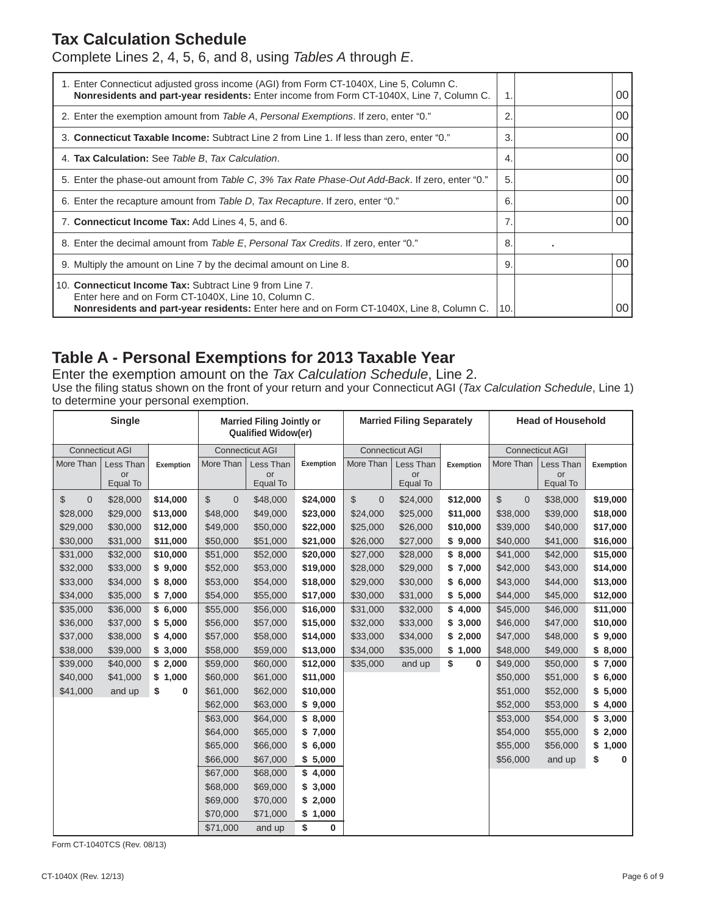## Tax Calculation Schedule

Complete Lines 2, 4, 5, 6, and 8, using *Tables A* through *E*.

| Line | Description | | Amount |
|---|---|---|---|
| 1. | Enter Connecticut adjusted gross income (AGI) from Form CT-1040X, Line 5, Column C. **Nonresidents and part-year residents:** Enter income from Form CT-1040X, Line 7, Column C. | 1. | 00 |
| 2. | Enter the exemption amount from *Table A*, *Personal Exemptions*. If zero, enter "0." | 2. | 00 |
| 3. | **Connecticut Taxable Income:** Subtract Line 2 from Line 1. If less than zero, enter "0." | 3. | 00 |
| 4. | **Tax Calculation:** See *Table B*, *Tax Calculation*. | 4. | 00 |
| 5. | Enter the phase-out amount from *Table C*, *3% Tax Rate Phase-Out Add-Back*. If zero, enter "0." | 5. | 00 |
| 6. | Enter the recapture amount from *Table D*, *Tax Recapture*. If zero, enter "0." | 6. | 00 |
| 7. | **Connecticut Income Tax:** Add Lines 4, 5, and 6. | 7. | 00 |
| 8. | Enter the decimal amount from *Table E*, *Personal Tax Credits*. If zero, enter "0." | 8. | . |
| 9. | Multiply the amount on Line 7 by the decimal amount on Line 8. | 9. | 00 |
| 10. | **Connecticut Income Tax:** Subtract Line 9 from Line 7. Enter here and on Form CT-1040X, Line 10, Column C. **Nonresidents and part-year residents:** Enter here and on Form CT-1040X, Line 8, Column C. | 10. | 00 |

## Table A - Personal Exemptions for 2013 Taxable Year

Enter the exemption amount on the *Tax Calculation Schedule*, Line 2.

Use the filing status shown on the front of your return and your Connecticut AGI (*Tax Calculation Schedule*, Line 1) to determine your personal exemption.

| **Single** | | | **Married Filing Jointly or Qualified Widow(er)** | | | **Married Filing Separately** | | | **Head of Household** | | |
|---|---|---|---|---|---|---|---|---|---|---|---|
| Connecticut AGI | | | Connecticut AGI | | | Connecticut AGI | | | Connecticut AGI | | |
| More Than | Less Than or Equal To | **Exemption** | More Than | Less Than or Equal To | **Exemption** | More Than | Less Than or Equal To | **Exemption** | More Than | Less Than or Equal To | **Exemption** |
| $ 0 | $28,000 | **$14,000** | $ 0 | $48,000 | **$24,000** | $ 0 | $24,000 | **$12,000** | $ 0 | $38,000 | **$19,000** |
| $28,000 | $29,000 | **$13,000** | $48,000 | $49,000 | **$23,000** | $24,000 | $25,000 | **$11,000** | $38,000 | $39,000 | **$18,000** |
| $29,000 | $30,000 | **$12,000** | $49,000 | $50,000 | **$22,000** | $25,000 | $26,000 | **$10,000** | $39,000 | $40,000 | **$17,000** |
| $30,000 | $31,000 | **$11,000** | $50,000 | $51,000 | **$21,000** | $26,000 | $27,000 | **$ 9,000** | $40,000 | $41,000 | **$16,000** |
| $31,000 | $32,000 | **$10,000** | $51,000 | $52,000 | **$20,000** | $27,000 | $28,000 | **$ 8,000** | $41,000 | $42,000 | **$15,000** |
| $32,000 | $33,000 | **$ 9,000** | $52,000 | $53,000 | **$19,000** | $28,000 | $29,000 | **$ 7,000** | $42,000 | $43,000 | **$14,000** |
| $33,000 | $34,000 | **$ 8,000** | $53,000 | $54,000 | **$18,000** | $29,000 | $30,000 | **$ 6,000** | $43,000 | $44,000 | **$13,000** |
| $34,000 | $35,000 | **$ 7,000** | $54,000 | $55,000 | **$17,000** | $30,000 | $31,000 | **$ 5,000** | $44,000 | $45,000 | **$12,000** |
| $35,000 | $36,000 | **$ 6,000** | $55,000 | $56,000 | **$16,000** | $31,000 | $32,000 | **$ 4,000** | $45,000 | $46,000 | **$11,000** |
| $36,000 | $37,000 | **$ 5,000** | $56,000 | $57,000 | **$15,000** | $32,000 | $33,000 | **$ 3,000** | $46,000 | $47,000 | **$10,000** |
| $37,000 | $38,000 | **$ 4,000** | $57,000 | $58,000 | **$14,000** | $33,000 | $34,000 | **$ 2,000** | $47,000 | $48,000 | **$ 9,000** |
| $38,000 | $39,000 | **$ 3,000** | $58,000 | $59,000 | **$13,000** | $34,000 | $35,000 | **$ 1,000** | $48,000 | $49,000 | **$ 8,000** |
| $39,000 | $40,000 | **$ 2,000** | $59,000 | $60,000 | **$12,000** | $35,000 | and up | **$ 0** | $49,000 | $50,000 | **$ 7,000** |
| $40,000 | $41,000 | **$ 1,000** | $60,000 | $61,000 | **$11,000** | | | | $50,000 | $51,000 | **$ 6,000** |
| $41,000 | and up | **$ 0** | $61,000 | $62,000 | **$10,000** | | | | $51,000 | $52,000 | **$ 5,000** |
| | | | $62,000 | $63,000 | **$ 9,000** | | | | $52,000 | $53,000 | **$ 4,000** |
| | | | $63,000 | $64,000 | **$ 8,000** | | | | $53,000 | $54,000 | **$ 3,000** |
| | | | $64,000 | $65,000 | **$ 7,000** | | | | $54,000 | $55,000 | **$ 2,000** |
| | | | $65,000 | $66,000 | **$ 6,000** | | | | $55,000 | $56,000 | **$ 1,000** |
| | | | $66,000 | $67,000 | **$ 5,000** | | | | $56,000 | and up | **$ 0** |
| | | | $67,000 | $68,000 | **$ 4,000** | | | | | | |
| | | | $68,000 | $69,000 | **$ 3,000** | | | | | | |
| | | | $69,000 | $70,000 | **$ 2,000** | | | | | | |
| | | | $70,000 | $71,000 | **$ 1,000** | | | | | | |
| | | | $71,000 | and up | **$ 0** | | | | | | |

Form CT-1040TCS (Rev. 08/13)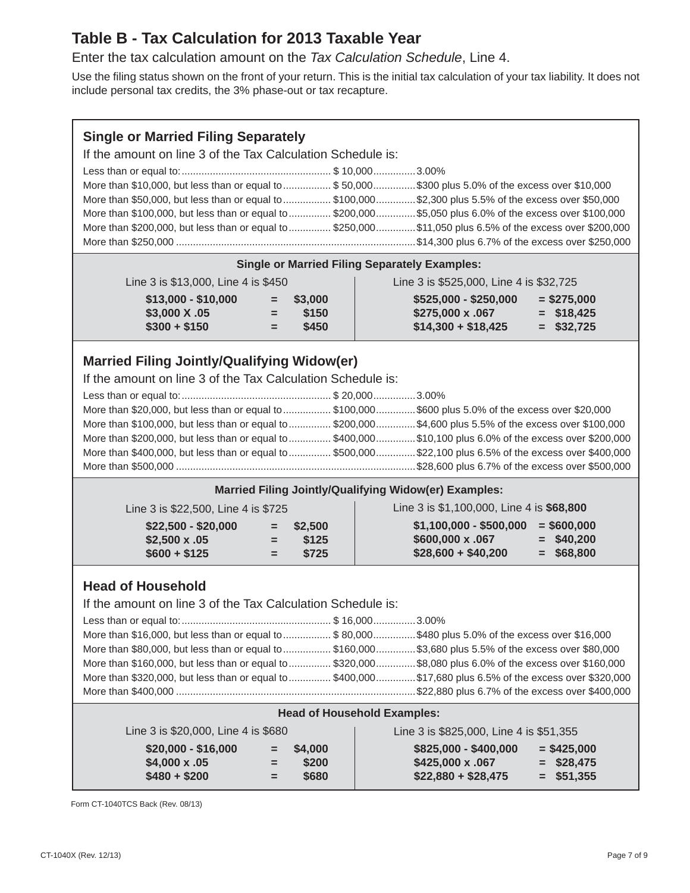# Table B - Tax Calculation for 2013 Taxable Year

Enter the tax calculation amount on the *Tax Calculation Schedule*, Line 4.

Use the filing status shown on the front of your return. This is the initial tax calculation of your tax liability. It does not include personal tax credits, the 3% phase-out or tax recapture.

## Single or Married Filing Separately

If the amount on line 3 of the Tax Calculation Schedule is:

| If the amount on line 3 is: | | Tax |
|---|---|---|
| Less than or equal to: | $ 10,000 | 3.00% |
| More than $10,000, but less than or equal to | $ 50,000 | $300 plus 5.0% of the excess over $10,000 |
| More than $50,000, but less than or equal to | $100,000 | $2,300 plus 5.5% of the excess over $50,000 |
| More than $100,000, but less than or equal to | $200,000 | $5,050 plus 6.0% of the excess over $100,000 |
| More than $200,000, but less than or equal to | $250,000 | $11,050 plus 6.5% of the excess over $200,000 |
| More than $250,000 | | $14,300 plus 6.7% of the excess over $250,000 |

**Single or Married Filing Separately Examples:**

Line 3 is $13,000, Line 4 is $450

| | | |
|---|---|---|
| **$13,000 - $10,000** | **=** | **$3,000** |
| **$3,000 X .05** | **=** | **$150** |
| **$300 + $150** | **=** | **$450** |

Line 3 is $525,000, Line 4 is $32,725

| | | |
|---|---|---|
| **$525,000 - $250,000** | **=** | **$275,000** |
| **$275,000 x .067** | **=** | **$18,425** |
| **$14,300 + $18,425** | **=** | **$32,725** |

## Married Filing Jointly/Qualifying Widow(er)

If the amount on line 3 of the Tax Calculation Schedule is:

| If the amount on line 3 is: | | Tax |
|---|---|---|
| Less than or equal to: | $ 20,000 | 3.00% |
| More than $20,000, but less than or equal to | $100,000 | $600 plus 5.0% of the excess over $20,000 |
| More than $100,000, but less than or equal to | $200,000 | $4,600 plus 5.5% of the excess over $100,000 |
| More than $200,000, but less than or equal to | $400,000 | $10,100 plus 6.0% of the excess over $200,000 |
| More than $400,000, but less than or equal to | $500,000 | $22,100 plus 6.5% of the excess over $400,000 |
| More than $500,000 | | $28,600 plus 6.7% of the excess over $500,000 |

**Married Filing Jointly/Qualifying Widow(er) Examples:**

Line 3 is $22,500, Line 4 is $725

| | | |
|---|---|---|
| **$22,500 - $20,000** | **=** | **$2,500** |
| **$2,500 x .05** | **=** | **$125** |
| **$600 + $125** | **=** | **$725** |

Line 3 is $1,100,000, Line 4 is **$68,800**

| | | |
|---|---|---|
| **$1,100,000 - $500,000** | **=** | **$600,000** |
| **$600,000 x .067** | **=** | **$40,200** |
| **$28,600 + $40,200** | **=** | **$68,800** |

## Head of Household

If the amount on line 3 of the Tax Calculation Schedule is:

| If the amount on line 3 is: | | Tax |
|---|---|---|
| Less than or equal to: | $ 16,000 | 3.00% |
| More than $16,000, but less than or equal to | $ 80,000 | $480 plus 5.0% of the excess over $16,000 |
| More than $80,000, but less than or equal to | $160,000 | $3,680 plus 5.5% of the excess over $80,000 |
| More than $160,000, but less than or equal to | $320,000 | $8,080 plus 6.0% of the excess over $160,000 |
| More than $320,000, but less than or equal to | $400,000 | $17,680 plus 6.5% of the excess over $320,000 |
| More than $400,000 | | $22,880 plus 6.7% of the excess over $400,000 |

**Head of Household Examples:**

Line 3 is $20,000, Line 4 is $680

| | | |
|---|---|---|
| **$20,000 - $16,000** | **=** | **$4,000** |
| **$4,000 x .05** | **=** | **$200** |
| **$480 + $200** | **=** | **$680** |

Line 3 is $825,000, Line 4 is $51,355

| | | |
|---|---|---|
| **$825,000 - $400,000** | **=** | **$425,000** |
| **$425,000 x .067** | **=** | **$28,475** |
| **$22,880 + $28,475** | **=** | **$51,355** |

Form CT-1040TCS Back (Rev. 08/13)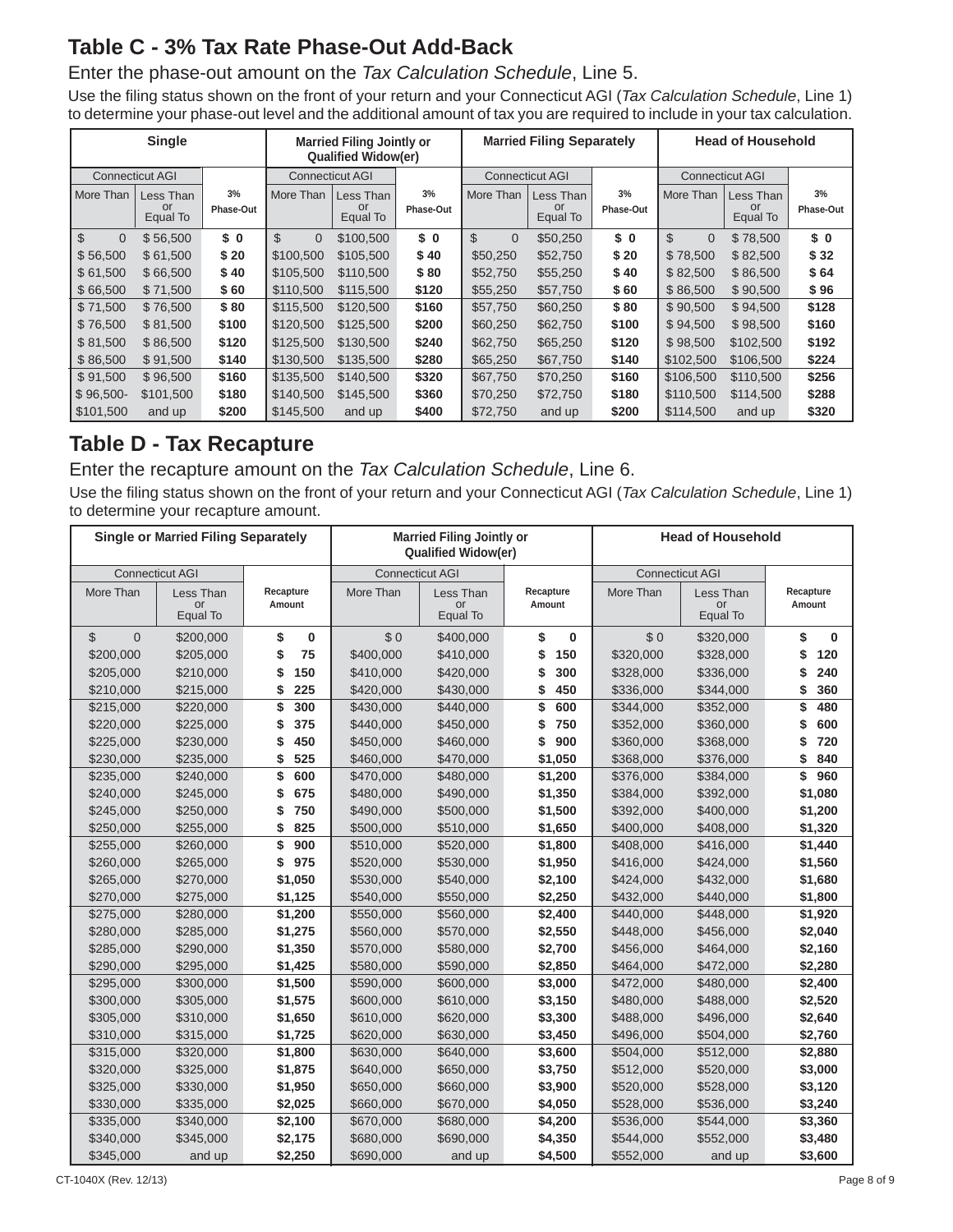## Table C - 3% Tax Rate Phase-Out Add-Back

Enter the phase-out amount on the *Tax Calculation Schedule*, Line 5.

Use the filing status shown on the front of your return and your Connecticut AGI (*Tax Calculation Schedule*, Line 1) to determine your phase-out level and the additional amount of tax you are required to include in your tax calculation.

| Single | | | Married Filing Jointly or Qualified Widow(er) | | | Married Filing Separately | | | Head of Household | | |
|---|---|---|---|---|---|---|---|---|---|---|---|
| Connecticut AGI | | | Connecticut AGI | | | Connecticut AGI | | | Connecticut AGI | | |
| More Than | Less Than or Equal To | 3% Phase-Out | More Than | Less Than or Equal To | 3% Phase-Out | More Than | Less Than or Equal To | 3% Phase-Out | More Than | Less Than or Equal To | 3% Phase-Out |
| $ 0 | $ 56,500 | $ 0 | $ 0 | $100,500 | $ 0 | $ 0 | $50,250 | $ 0 | $ 0 | $ 78,500 | $ 0 |
| $ 56,500 | $ 61,500 | $ 20 | $100,500 | $105,500 | $ 40 | $50,250 | $52,750 | $ 20 | $ 78,500 | $ 82,500 | $ 32 |
| $ 61,500 | $ 66,500 | $ 40 | $105,500 | $110,500 | $ 80 | $52,750 | $55,250 | $ 40 | $ 82,500 | $ 86,500 | $ 64 |
| $ 66,500 | $ 71,500 | $ 60 | $110,500 | $115,500 | $120 | $55,250 | $57,750 | $ 60 | $ 86,500 | $ 90,500 | $ 96 |
| $ 71,500 | $ 76,500 | $ 80 | $115,500 | $120,500 | $160 | $57,750 | $60,250 | $ 80 | $ 90,500 | $ 94,500 | $128 |
| $ 76,500 | $ 81,500 | $100 | $120,500 | $125,500 | $200 | $60,250 | $62,750 | $100 | $ 94,500 | $ 98,500 | $160 |
| $ 81,500 | $ 86,500 | $120 | $125,500 | $130,500 | $240 | $62,750 | $65,250 | $120 | $ 98,500 | $102,500 | $192 |
| $ 86,500 | $ 91,500 | $140 | $130,500 | $135,500 | $280 | $65,250 | $67,750 | $140 | $102,500 | $106,500 | $224 |
| $ 91,500 | $ 96,500 | $160 | $135,500 | $140,500 | $320 | $67,750 | $70,250 | $160 | $106,500 | $110,500 | $256 |
| $ 96,500- | $101,500 | $180 | $140,500 | $145,500 | $360 | $70,250 | $72,750 | $180 | $110,500 | $114,500 | $288 |
| $101,500 | and up | $200 | $145,500 | and up | $400 | $72,750 | and up | $200 | $114,500 | and up | $320 |

## Table D - Tax Recapture

Enter the recapture amount on the *Tax Calculation Schedule*, Line 6.

Use the filing status shown on the front of your return and your Connecticut AGI (*Tax Calculation Schedule*, Line 1) to determine your recapture amount.

| Single or Married Filing Separately | | | Married Filing Jointly or Qualified Widow(er) | | | Head of Household | | |
|---|---|---|---|---|---|---|---|---|
| Connecticut AGI | | | Connecticut AGI | | | Connecticut AGI | | |
| More Than | Less Than or Equal To | Recapture Amount | More Than | Less Than or Equal To | Recapture Amount | More Than | Less Than or Equal To | Recapture Amount |
| $ 0 | $200,000 | $ 0 | $ 0 | $400,000 | $ 0 | $ 0 | $320,000 | $ 0 |
| $200,000 | $205,000 | $ 75 | $400,000 | $410,000 | $ 150 | $320,000 | $328,000 | $ 120 |
| $205,000 | $210,000 | $ 150 | $410,000 | $420,000 | $ 300 | $328,000 | $336,000 | $ 240 |
| $210,000 | $215,000 | $ 225 | $420,000 | $430,000 | $ 450 | $336,000 | $344,000 | $ 360 |
| $215,000 | $220,000 | $ 300 | $430,000 | $440,000 | $ 600 | $344,000 | $352,000 | $ 480 |
| $220,000 | $225,000 | $ 375 | $440,000 | $450,000 | $ 750 | $352,000 | $360,000 | $ 600 |
| $225,000 | $230,000 | $ 450 | $450,000 | $460,000 | $ 900 | $360,000 | $368,000 | $ 720 |
| $230,000 | $235,000 | $ 525 | $460,000 | $470,000 | $1,050 | $368,000 | $376,000 | $ 840 |
| $235,000 | $240,000 | $ 600 | $470,000 | $480,000 | $1,200 | $376,000 | $384,000 | $ 960 |
| $240,000 | $245,000 | $ 675 | $480,000 | $490,000 | $1,350 | $384,000 | $392,000 | $1,080 |
| $245,000 | $250,000 | $ 750 | $490,000 | $500,000 | $1,500 | $392,000 | $400,000 | $1,200 |
| $250,000 | $255,000 | $ 825 | $500,000 | $510,000 | $1,650 | $400,000 | $408,000 | $1,320 |
| $255,000 | $260,000 | $ 900 | $510,000 | $520,000 | $1,800 | $408,000 | $416,000 | $1,440 |
| $260,000 | $265,000 | $ 975 | $520,000 | $530,000 | $1,950 | $416,000 | $424,000 | $1,560 |
| $265,000 | $270,000 | $1,050 | $530,000 | $540,000 | $2,100 | $424,000 | $432,000 | $1,680 |
| $270,000 | $275,000 | $1,125 | $540,000 | $550,000 | $2,250 | $432,000 | $440,000 | $1,800 |
| $275,000 | $280,000 | $1,200 | $550,000 | $560,000 | $2,400 | $440,000 | $448,000 | $1,920 |
| $280,000 | $285,000 | $1,275 | $560,000 | $570,000 | $2,550 | $448,000 | $456,000 | $2,040 |
| $285,000 | $290,000 | $1,350 | $570,000 | $580,000 | $2,700 | $456,000 | $464,000 | $2,160 |
| $290,000 | $295,000 | $1,425 | $580,000 | $590,000 | $2,850 | $464,000 | $472,000 | $2,280 |
| $295,000 | $300,000 | $1,500 | $590,000 | $600,000 | $3,000 | $472,000 | $480,000 | $2,400 |
| $300,000 | $305,000 | $1,575 | $600,000 | $610,000 | $3,150 | $480,000 | $488,000 | $2,520 |
| $305,000 | $310,000 | $1,650 | $610,000 | $620,000 | $3,300 | $488,000 | $496,000 | $2,640 |
| $310,000 | $315,000 | $1,725 | $620,000 | $630,000 | $3,450 | $496,000 | $504,000 | $2,760 |
| $315,000 | $320,000 | $1,800 | $630,000 | $640,000 | $3,600 | $504,000 | $512,000 | $2,880 |
| $320,000 | $325,000 | $1,875 | $640,000 | $650,000 | $3,750 | $512,000 | $520,000 | $3,000 |
| $325,000 | $330,000 | $1,950 | $650,000 | $660,000 | $3,900 | $520,000 | $528,000 | $3,120 |
| $330,000 | $335,000 | $2,025 | $660,000 | $670,000 | $4,050 | $528,000 | $536,000 | $3,240 |
| $335,000 | $340,000 | $2,100 | $670,000 | $680,000 | $4,200 | $536,000 | $544,000 | $3,360 |
| $340,000 | $345,000 | $2,175 | $680,000 | $690,000 | $4,350 | $544,000 | $552,000 | $3,480 |
| $345,000 | and up | $2,250 | $690,000 | and up | $4,500 | $552,000 | and up | $3,600 |

CT-1040X (Rev. 12/13)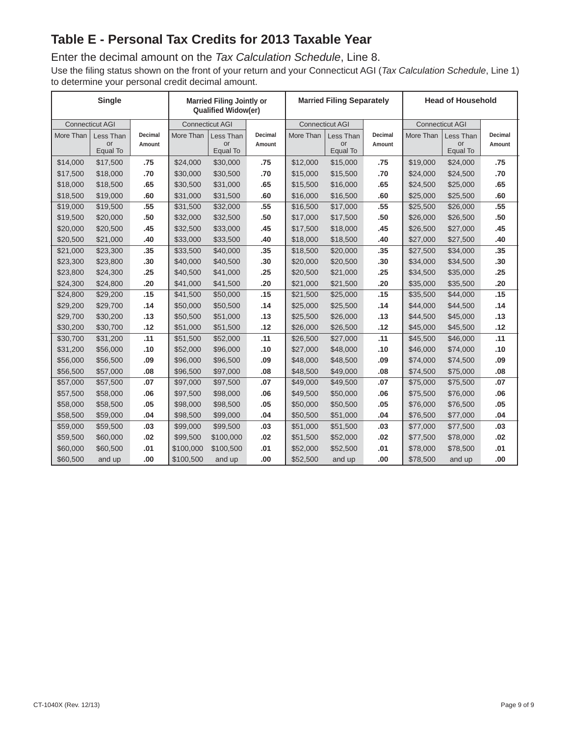# Table E - Personal Tax Credits for 2013 Taxable Year

Enter the decimal amount on the *Tax Calculation Schedule*, Line 8.

Use the filing status shown on the front of your return and your Connecticut AGI (*Tax Calculation Schedule*, Line 1) to determine your personal credit decimal amount.

| Single | | | Married Filing Jointly or Qualified Widow(er) | | | Married Filing Separately | | | Head of Household | | |
|---|---|---|---|---|---|---|---|---|---|---|---|
| Connecticut AGI | | | Connecticut AGI | | | Connecticut AGI | | | Connecticut AGI | | |
| More Than | Less Than or Equal To | Decimal Amount | More Than | Less Than or Equal To | Decimal Amount | More Than | Less Than or Equal To | Decimal Amount | More Than | Less Than or Equal To | Decimal Amount |
| $14,000 | $17,500 | .75 | $24,000 | $30,000 | .75 | $12,000 | $15,000 | .75 | $19,000 | $24,000 | .75 |
| $17,500 | $18,000 | .70 | $30,000 | $30,500 | .70 | $15,000 | $15,500 | .70 | $24,000 | $24,500 | .70 |
| $18,000 | $18,500 | .65 | $30,500 | $31,000 | .65 | $15,500 | $16,000 | .65 | $24,500 | $25,000 | .65 |
| $18,500 | $19,000 | .60 | $31,000 | $31,500 | .60 | $16,000 | $16,500 | .60 | $25,000 | $25,500 | .60 |
| $19,000 | $19,500 | .55 | $31,500 | $32,000 | .55 | $16,500 | $17,000 | .55 | $25,500 | $26,000 | .55 |
| $19,500 | $20,000 | .50 | $32,000 | $32,500 | .50 | $17,000 | $17,500 | .50 | $26,000 | $26,500 | .50 |
| $20,000 | $20,500 | .45 | $32,500 | $33,000 | .45 | $17,500 | $18,000 | .45 | $26,500 | $27,000 | .45 |
| $20,500 | $21,000 | .40 | $33,000 | $33,500 | .40 | $18,000 | $18,500 | .40 | $27,000 | $27,500 | .40 |
| $21,000 | $23,300 | .35 | $33,500 | $40,000 | .35 | $18,500 | $20,000 | .35 | $27,500 | $34,000 | .35 |
| $23,300 | $23,800 | .30 | $40,000 | $40,500 | .30 | $20,000 | $20,500 | .30 | $34,000 | $34,500 | .30 |
| $23,800 | $24,300 | .25 | $40,500 | $41,000 | .25 | $20,500 | $21,000 | .25 | $34,500 | $35,000 | .25 |
| $24,300 | $24,800 | .20 | $41,000 | $41,500 | .20 | $21,000 | $21,500 | .20 | $35,000 | $35,500 | .20 |
| $24,800 | $29,200 | .15 | $41,500 | $50,000 | .15 | $21,500 | $25,000 | .15 | $35,500 | $44,000 | .15 |
| $29,200 | $29,700 | .14 | $50,000 | $50,500 | .14 | $25,000 | $25,500 | .14 | $44,000 | $44,500 | .14 |
| $29,700 | $30,200 | .13 | $50,500 | $51,000 | .13 | $25,500 | $26,000 | .13 | $44,500 | $45,000 | .13 |
| $30,200 | $30,700 | .12 | $51,000 | $51,500 | .12 | $26,000 | $26,500 | .12 | $45,000 | $45,500 | .12 |
| $30,700 | $31,200 | .11 | $51,500 | $52,000 | .11 | $26,500 | $27,000 | .11 | $45,500 | $46,000 | .11 |
| $31,200 | $56,000 | .10 | $52,000 | $96,000 | .10 | $27,000 | $48,000 | .10 | $46,000 | $74,000 | .10 |
| $56,000 | $56,500 | .09 | $96,000 | $96,500 | .09 | $48,000 | $48,500 | .09 | $74,000 | $74,500 | .09 |
| $56,500 | $57,000 | .08 | $96,500 | $97,000 | .08 | $48,500 | $49,000 | .08 | $74,500 | $75,000 | .08 |
| $57,000 | $57,500 | .07 | $97,000 | $97,500 | .07 | $49,000 | $49,500 | .07 | $75,000 | $75,500 | .07 |
| $57,500 | $58,000 | .06 | $97,500 | $98,000 | .06 | $49,500 | $50,000 | .06 | $75,500 | $76,000 | .06 |
| $58,000 | $58,500 | .05 | $98,000 | $98,500 | .05 | $50,000 | $50,500 | .05 | $76,000 | $76,500 | .05 |
| $58,500 | $59,000 | .04 | $98,500 | $99,000 | .04 | $50,500 | $51,000 | .04 | $76,500 | $77,000 | .04 |
| $59,000 | $59,500 | .03 | $99,000 | $99,500 | .03 | $51,000 | $51,500 | .03 | $77,000 | $77,500 | .03 |
| $59,500 | $60,000 | .02 | $99,500 | $100,000 | .02 | $51,500 | $52,000 | .02 | $77,500 | $78,000 | .02 |
| $60,000 | $60,500 | .01 | $100,000 | $100,500 | .01 | $52,000 | $52,500 | .01 | $78,000 | $78,500 | .01 |
| $60,500 | and up | .00 | $100,500 | and up | .00 | $52,500 | and up | .00 | $78,500 | and up | .00 |

CT-1040X (Rev. 12/13)